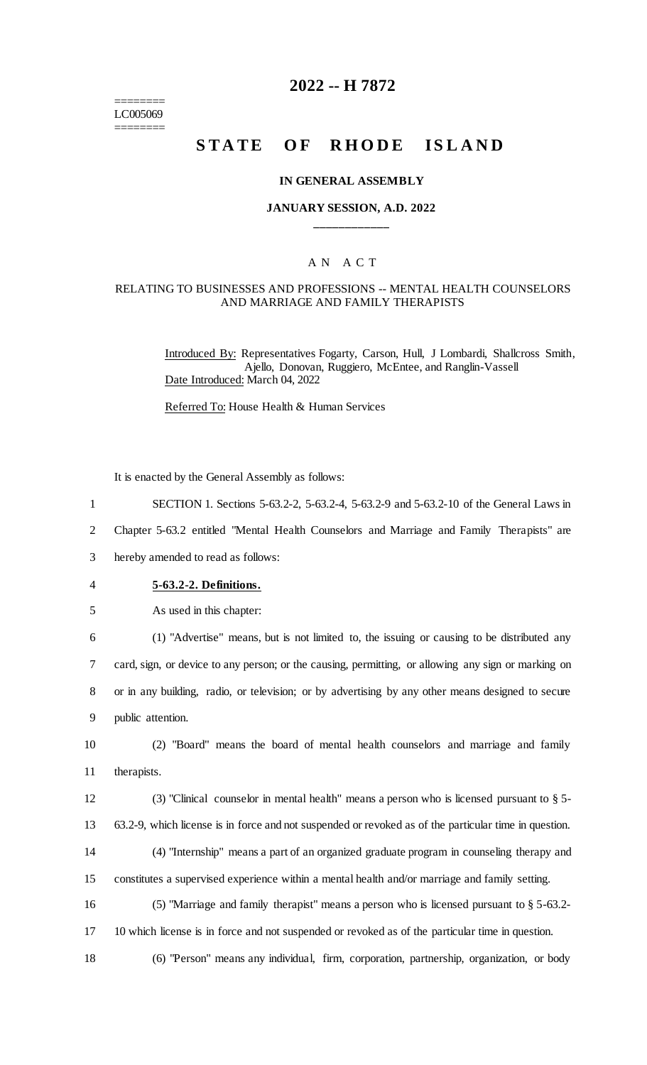# 2022 -- H 7872

========
LC005069
========

# STATE OF RHODE ISLAND

### IN GENERAL ASSEMBLY

### JANUARY SESSION, A.D. 2022

____________

A N A C T

RELATING TO BUSINESSES AND PROFESSIONS -- MENTAL HEALTH COUNSELORS AND MARRIAGE AND FAMILY THERAPISTS

Introduced By: Representatives Fogarty, Carson, Hull, J Lombardi, Shallcross Smith, Ajello, Donovan, Ruggiero, McEntee, and Ranglin-Vassell

Date Introduced: March 04, 2022

Referred To: House Health & Human Services

It is enacted by the General Assembly as follows:

1 SECTION 1. Sections 5-63.2-2, 5-63.2-4, 5-63.2-9 and 5-63.2-10 of the General Laws in
2 Chapter 5-63.2 entitled "Mental Health Counselors and Marriage and Family Therapists" are
3 hereby amended to read as follows:

4 **5-63.2-2. Definitions.**

5 As used in this chapter:

6 (1) "Advertise" means, but is not limited to, the issuing or causing to be distributed any
7 card, sign, or device to any person; or the causing, permitting, or allowing any sign or marking on
8 or in any building, radio, or television; or by advertising by any other means designed to secure
9 public attention.

10 (2) "Board" means the board of mental health counselors and marriage and family
11 therapists.

12 (3) "Clinical counselor in mental health" means a person who is licensed pursuant to § 5-
13 63.2-9, which license is in force and not suspended or revoked as of the particular time in question.

14 (4) "Internship" means a part of an organized graduate program in counseling therapy and
15 constitutes a supervised experience within a mental health and/or marriage and family setting.

16 (5) "Marriage and family therapist" means a person who is licensed pursuant to § 5-63.2-
17 10 which license is in force and not suspended or revoked as of the particular time in question.

18 (6) "Person" means any individual, firm, corporation, partnership, organization, or body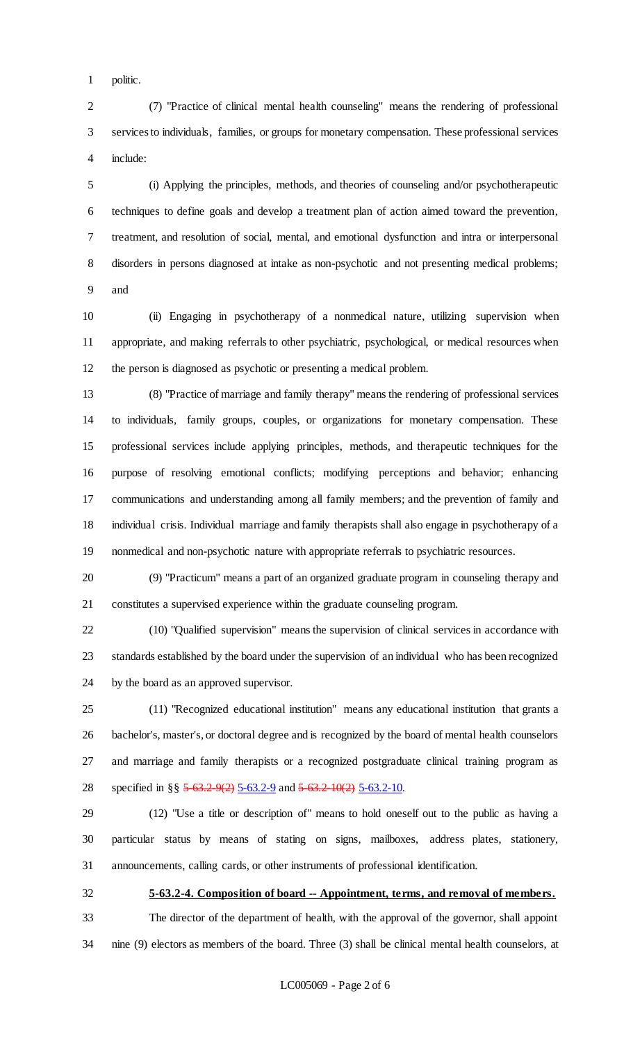politic.

(7) "Practice of clinical mental health counseling" means the rendering of professional services to individuals, families, or groups for monetary compensation. These professional services include:

(i) Applying the principles, methods, and theories of counseling and/or psychotherapeutic techniques to define goals and develop a treatment plan of action aimed toward the prevention, treatment, and resolution of social, mental, and emotional dysfunction and intra or interpersonal disorders in persons diagnosed at intake as non-psychotic and not presenting medical problems; and

(ii) Engaging in psychotherapy of a nonmedical nature, utilizing supervision when appropriate, and making referrals to other psychiatric, psychological, or medical resources when the person is diagnosed as psychotic or presenting a medical problem.

(8) "Practice of marriage and family therapy" means the rendering of professional services to individuals, family groups, couples, or organizations for monetary compensation. These professional services include applying principles, methods, and therapeutic techniques for the purpose of resolving emotional conflicts; modifying perceptions and behavior; enhancing communications and understanding among all family members; and the prevention of family and individual crisis. Individual marriage and family therapists shall also engage in psychotherapy of a nonmedical and non-psychotic nature with appropriate referrals to psychiatric resources.

(9) "Practicum" means a part of an organized graduate program in counseling therapy and constitutes a supervised experience within the graduate counseling program.

(10) "Qualified supervision" means the supervision of clinical services in accordance with standards established by the board under the supervision of an individual who has been recognized by the board as an approved supervisor.

(11) "Recognized educational institution" means any educational institution that grants a bachelor's, master's, or doctoral degree and is recognized by the board of mental health counselors and marriage and family therapists or a recognized postgraduate clinical training program as specified in §§ ~~5-63.2-9(2)~~ 5-63.2-9 and ~~5-63.2-10(2)~~ 5-63.2-10.

(12) "Use a title or description of" means to hold oneself out to the public as having a particular status by means of stating on signs, mailboxes, address plates, stationery, announcements, calling cards, or other instruments of professional identification.

**5-63.2-4. Composition of board -- Appointment, terms, and removal of members.**

The director of the department of health, with the approval of the governor, shall appoint nine (9) electors as members of the board. Three (3) shall be clinical mental health counselors, at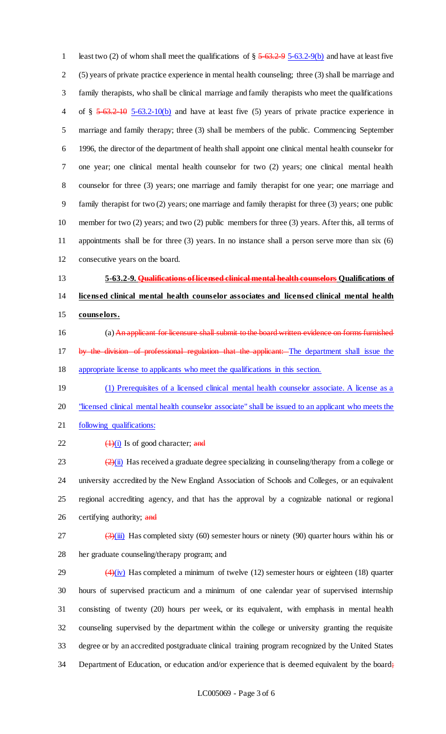least two (2) of whom shall meet the qualifications of § ~~5-63.2-9~~ 5-63.2-9(b) and have at least five (5) years of private practice experience in mental health counseling; three (3) shall be marriage and family therapists, who shall be clinical marriage and family therapists who meet the qualifications of § ~~5-63.2-10~~ 5-63.2-10(b) and have at least five (5) years of private practice experience in marriage and family therapy; three (3) shall be members of the public. Commencing September 1996, the director of the department of health shall appoint one clinical mental health counselor for one year; one clinical mental health counselor for two (2) years; one clinical mental health counselor for three (3) years; one marriage and family therapist for one year; one marriage and family therapist for two (2) years; one marriage and family therapist for three (3) years; one public member for two (2) years; and two (2) public members for three (3) years. After this, all terms of appointments shall be for three (3) years. In no instance shall a person serve more than six (6) consecutive years on the board.

**5-63.2-9. ~~Qualifications of licensed clinical mental health counselors~~ Qualifications of licensed clinical mental health counselor associates and licensed clinical mental health counselors.**

(a) ~~An applicant for licensure shall submit to the board written evidence on forms furnished by the division of professional regulation that the applicant:~~ The department shall issue the appropriate license to applicants who meet the qualifications in this section.

(1) Prerequisites of a licensed clinical mental health counselor associate. A license as a "licensed clinical mental health counselor associate" shall be issued to an applicant who meets the following qualifications:

~~(1)~~(i) Is of good character; ~~and~~

~~(2)~~(ii) Has received a graduate degree specializing in counseling/therapy from a college or university accredited by the New England Association of Schools and Colleges, or an equivalent regional accrediting agency, and that has the approval by a cognizable national or regional certifying authority; ~~and~~

~~(3)~~(iii) Has completed sixty (60) semester hours or ninety (90) quarter hours within his or her graduate counseling/therapy program; and

~~(4)~~(iv) Has completed a minimum of twelve (12) semester hours or eighteen (18) quarter hours of supervised practicum and a minimum of one calendar year of supervised internship consisting of twenty (20) hours per week, or its equivalent, with emphasis in mental health counseling supervised by the department within the college or university granting the requisite degree or by an accredited postgraduate clinical training program recognized by the United States Department of Education, or education and/or experience that is deemed equivalent by the board~~;~~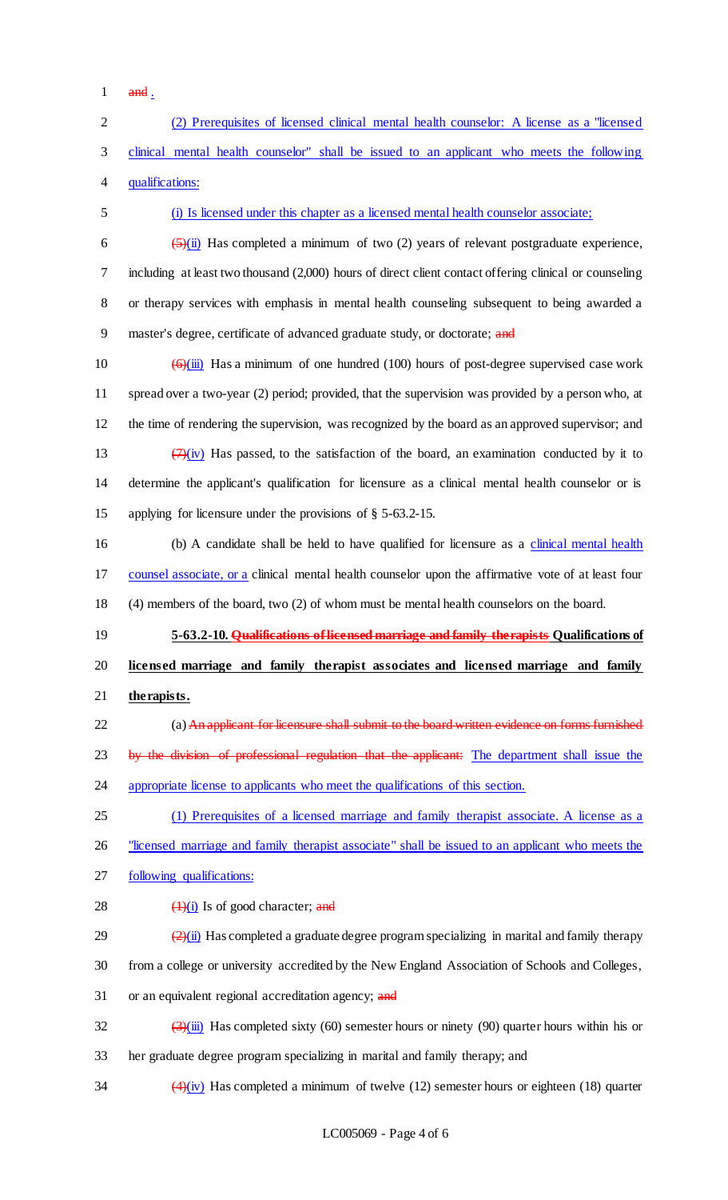and .

(2) Prerequisites of licensed clinical mental health counselor: A license as a "licensed clinical mental health counselor" shall be issued to an applicant who meets the following qualifications:

(i) Is licensed under this chapter as a licensed mental health counselor associate;

~~(5)~~(ii) Has completed a minimum of two (2) years of relevant postgraduate experience, including at least two thousand (2,000) hours of direct client contact offering clinical or counseling or therapy services with emphasis in mental health counseling subsequent to being awarded a master's degree, certificate of advanced graduate study, or doctorate; ~~and~~

~~(6)~~(iii) Has a minimum of one hundred (100) hours of post-degree supervised case work spread over a two-year (2) period; provided, that the supervision was provided by a person who, at the time of rendering the supervision, was recognized by the board as an approved supervisor; and

~~(7)~~(iv) Has passed, to the satisfaction of the board, an examination conducted by it to determine the applicant's qualification for licensure as a clinical mental health counselor or is applying for licensure under the provisions of § 5-63.2-15.

(b) A candidate shall be held to have qualified for licensure as a clinical mental health counsel associate, or a clinical mental health counselor upon the affirmative vote of at least four (4) members of the board, two (2) of whom must be mental health counselors on the board.

**5-63.2-10. ~~Qualifications of licensed marriage and family therapists~~ Qualifications of licensed marriage and family therapist associates and licensed marriage and family therapists.**

(a) ~~An applicant for licensure shall submit to the board written evidence on forms furnished by the division of professional regulation that the applicant:~~ The department shall issue the appropriate license to applicants who meet the qualifications of this section.

(1) Prerequisites of a licensed marriage and family therapist associate. A license as a "licensed marriage and family therapist associate" shall be issued to an applicant who meets the following qualifications:

~~(1)~~(i) Is of good character; ~~and~~

~~(2)~~(ii) Has completed a graduate degree program specializing in marital and family therapy from a college or university accredited by the New England Association of Schools and Colleges, or an equivalent regional accreditation agency; ~~and~~

~~(3)~~(iii) Has completed sixty (60) semester hours or ninety (90) quarter hours within his or her graduate degree program specializing in marital and family therapy; and

~~(4)~~(iv) Has completed a minimum of twelve (12) semester hours or eighteen (18) quarter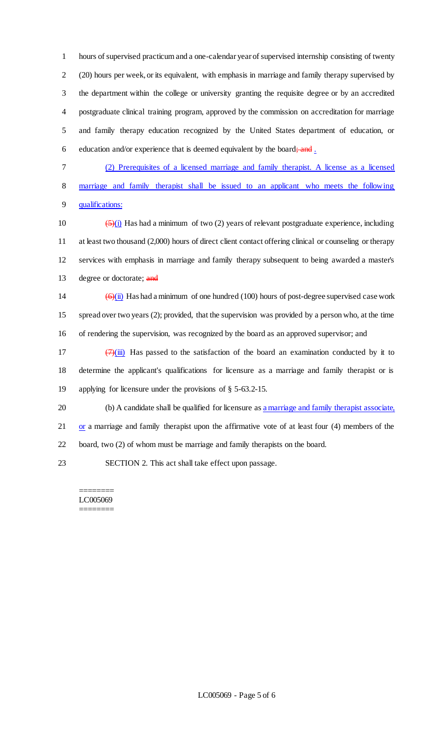hours of supervised practicum and a one-calendar year of supervised internship consisting of twenty (20) hours per week, or its equivalent, with emphasis in marriage and family therapy supervised by the department within the college or university granting the requisite degree or by an accredited postgraduate clinical training program, approved by the commission on accreditation for marriage and family therapy education recognized by the United States department of education, or education and/or experience that is deemed equivalent by the board; and .

(2) Prerequisites of a licensed marriage and family therapist. A license as a licensed marriage and family therapist shall be issued to an applicant who meets the following qualifications:

(5)(i) Has had a minimum of two (2) years of relevant postgraduate experience, including at least two thousand (2,000) hours of direct client contact offering clinical or counseling or therapy services with emphasis in marriage and family therapy subsequent to being awarded a master's degree or doctorate; and

(6)(ii) Has had a minimum of one hundred (100) hours of post-degree supervised case work spread over two years (2); provided, that the supervision was provided by a person who, at the time of rendering the supervision, was recognized by the board as an approved supervisor; and

(7)(iii) Has passed to the satisfaction of the board an examination conducted by it to determine the applicant's qualifications for licensure as a marriage and family therapist or is applying for licensure under the provisions of § 5-63.2-15.

(b) A candidate shall be qualified for licensure as a marriage and family therapist associate, or a marriage and family therapist upon the affirmative vote of at least four (4) members of the board, two (2) of whom must be marriage and family therapists on the board.

SECTION 2. This act shall take effect upon passage.

========
LC005069
========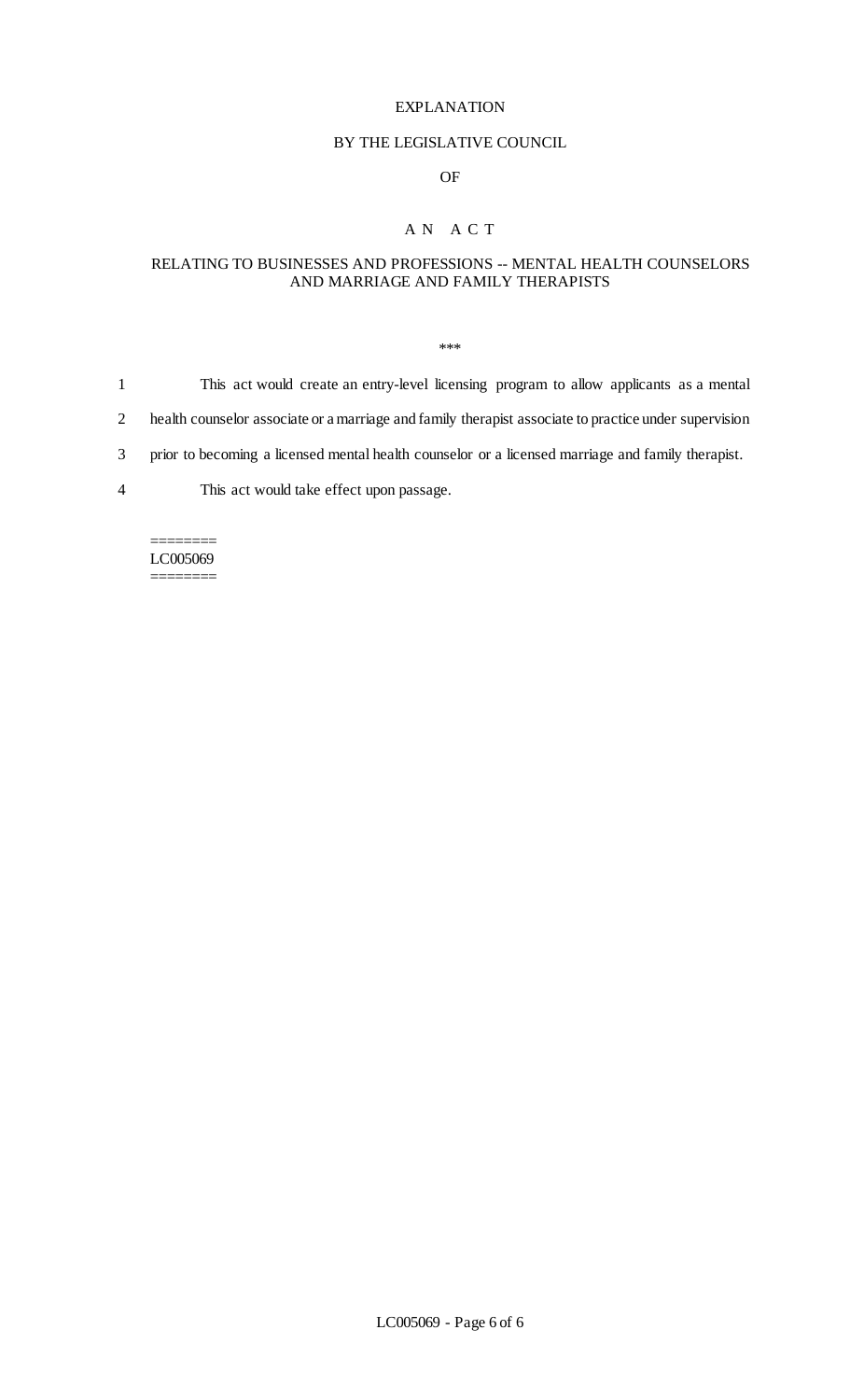EXPLANATION

BY THE LEGISLATIVE COUNCIL

OF

A N A C T

RELATING TO BUSINESSES AND PROFESSIONS -- MENTAL HEALTH COUNSELORS AND MARRIAGE AND FAMILY THERAPISTS

\*\*\*

1 This act would create an entry-level licensing program to allow applicants as a mental
2 health counselor associate or a marriage and family therapist associate to practice under supervision
3 prior to becoming a licensed mental health counselor or a licensed marriage and family therapist.
4 This act would take effect upon passage.

========
LC005069
========